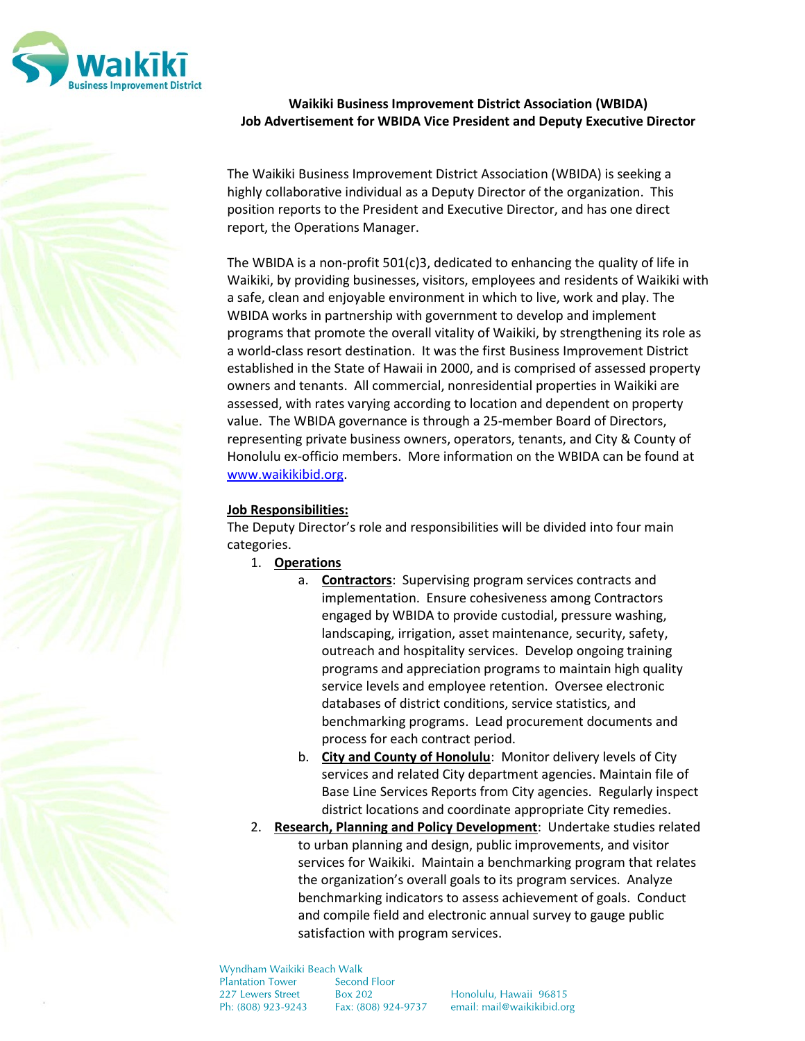**Waikiki Business Improvement District Association (WBIDA)**
**Job Advertisement for WBIDA Vice President and Deputy Executive Director**

The Waikiki Business Improvement District Association (WBIDA) is seeking a highly collaborative individual as a Deputy Director of the organization. This position reports to the President and Executive Director, and has one direct report, the Operations Manager.

The WBIDA is a non-profit 501(c)3, dedicated to enhancing the quality of life in Waikiki, by providing businesses, visitors, employees and residents of Waikiki with a safe, clean and enjoyable environment in which to live, work and play. The WBIDA works in partnership with government to develop and implement programs that promote the overall vitality of Waikiki, by strengthening its role as a world-class resort destination. It was the first Business Improvement District established in the State of Hawaii in 2000, and is comprised of assessed property owners and tenants. All commercial, nonresidential properties in Waikiki are assessed, with rates varying according to location and dependent on property value. The WBIDA governance is through a 25-member Board of Directors, representing private business owners, operators, tenants, and City & County of Honolulu ex-officio members. More information on the WBIDA can be found at [www.waikikibid.org](http://www.waikikibid.org).

**Job Responsibilities:**

The Deputy Director's role and responsibilities will be divided into four main categories.

1. **Operations**
   a. **Contractors**: Supervising program services contracts and implementation. Ensure cohesiveness among Contractors engaged by WBIDA to provide custodial, pressure washing, landscaping, irrigation, asset maintenance, security, safety, outreach and hospitality services. Develop ongoing training programs and appreciation programs to maintain high quality service levels and employee retention. Oversee electronic databases of district conditions, service statistics, and benchmarking programs. Lead procurement documents and process for each contract period.
   b. **City and County of Honolulu**: Monitor delivery levels of City services and related City department agencies. Maintain file of Base Line Services Reports from City agencies. Regularly inspect district locations and coordinate appropriate City remedies.
2. **Research, Planning and Policy Development**: Undertake studies related to urban planning and design, public improvements, and visitor services for Waikiki. Maintain a benchmarking program that relates the organization's overall goals to its program services. Analyze benchmarking indicators to assess achievement of goals. Conduct and compile field and electronic annual survey to gauge public satisfaction with program services.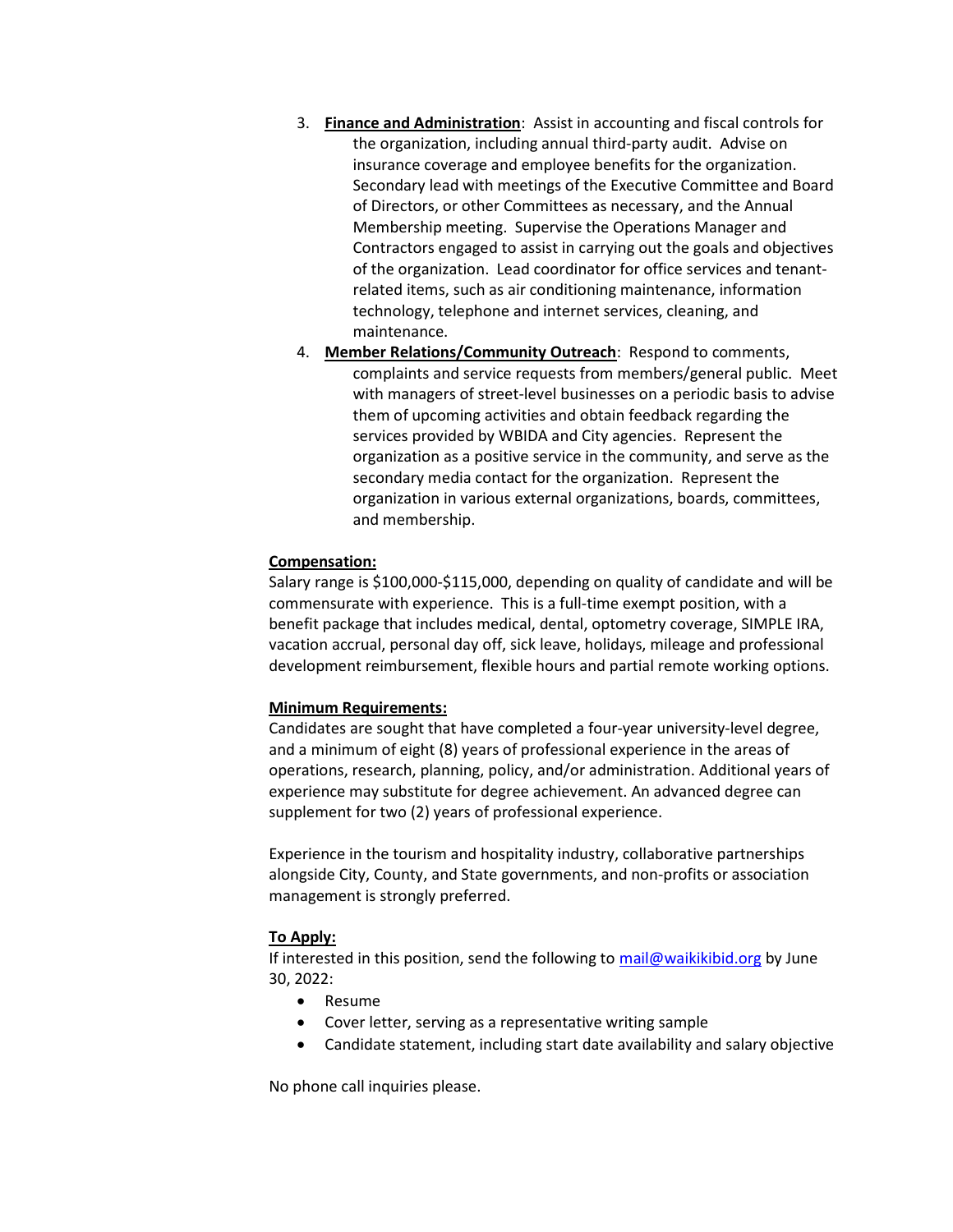3. **Finance and Administration**: Assist in accounting and fiscal controls for the organization, including annual third-party audit. Advise on insurance coverage and employee benefits for the organization. Secondary lead with meetings of the Executive Committee and Board of Directors, or other Committees as necessary, and the Annual Membership meeting. Supervise the Operations Manager and Contractors engaged to assist in carrying out the goals and objectives of the organization. Lead coordinator for office services and tenant-related items, such as air conditioning maintenance, information technology, telephone and internet services, cleaning, and maintenance.
4. **Member Relations/Community Outreach**: Respond to comments, complaints and service requests from members/general public. Meet with managers of street-level businesses on a periodic basis to advise them of upcoming activities and obtain feedback regarding the services provided by WBIDA and City agencies. Represent the organization as a positive service in the community, and serve as the secondary media contact for the organization. Represent the organization in various external organizations, boards, committees, and membership.

**Compensation:**

Salary range is $100,000-$115,000, depending on quality of candidate and will be commensurate with experience. This is a full-time exempt position, with a benefit package that includes medical, dental, optometry coverage, SIMPLE IRA, vacation accrual, personal day off, sick leave, holidays, mileage and professional development reimbursement, flexible hours and partial remote working options.

**Minimum Requirements:**

Candidates are sought that have completed a four-year university-level degree, and a minimum of eight (8) years of professional experience in the areas of operations, research, planning, policy, and/or administration. Additional years of experience may substitute for degree achievement. An advanced degree can supplement for two (2) years of professional experience.

Experience in the tourism and hospitality industry, collaborative partnerships alongside City, County, and State governments, and non-profits or association management is strongly preferred.

**To Apply:**

If interested in this position, send the following to mail@waikikibid.org by June 30, 2022:

- Resume
- Cover letter, serving as a representative writing sample
- Candidate statement, including start date availability and salary objective

No phone call inquiries please.